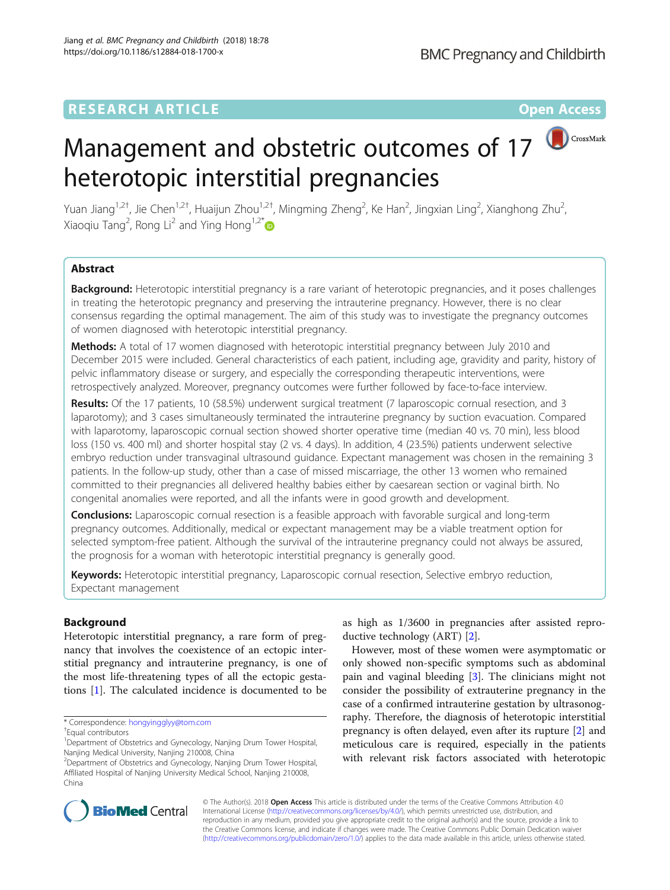RESEARCH ARTICLE

Open Access

# Management and obstetric outcomes of 17 heterotopic interstitial pregnancies

Yuan Jiang[1,2†], Jie Chen[1,2†], Huaijun Zhou[1,2†], Mingming Zheng[2], Ke Han[2], Jingxian Ling[2], Xianghong Zhu[2], Xiaoqiu Tang[2], Rong Li[2] and Ying Hong[1,2*]

## Abstract

**Background:** Heterotopic interstitial pregnancy is a rare variant of heterotopic pregnancies, and it poses challenges in treating the heterotopic pregnancy and preserving the intrauterine pregnancy. However, there is no clear consensus regarding the optimal management. The aim of this study was to investigate the pregnancy outcomes of women diagnosed with heterotopic interstitial pregnancy.

**Methods:** A total of 17 women diagnosed with heterotopic interstitial pregnancy between July 2010 and December 2015 were included. General characteristics of each patient, including age, gravidity and parity, history of pelvic inflammatory disease or surgery, and especially the corresponding therapeutic interventions, were retrospectively analyzed. Moreover, pregnancy outcomes were further followed by face-to-face interview.

**Results:** Of the 17 patients, 10 (58.5%) underwent surgical treatment (7 laparoscopic cornual resection, and 3 laparotomy); and 3 cases simultaneously terminated the intrauterine pregnancy by suction evacuation. Compared with laparotomy, laparoscopic cornual section showed shorter operative time (median 40 vs. 70 min), less blood loss (150 vs. 400 ml) and shorter hospital stay (2 vs. 4 days). In addition, 4 (23.5%) patients underwent selective embryo reduction under transvaginal ultrasound guidance. Expectant management was chosen in the remaining 3 patients. In the follow-up study, other than a case of missed miscarriage, the other 13 women who remained committed to their pregnancies all delivered healthy babies either by caesarean section or vaginal birth. No congenital anomalies were reported, and all the infants were in good growth and development.

**Conclusions:** Laparoscopic cornual resection is a feasible approach with favorable surgical and long-term pregnancy outcomes. Additionally, medical or expectant management may be a viable treatment option for selected symptom-free patient. Although the survival of the intrauterine pregnancy could not always be assured, the prognosis for a woman with heterotopic interstitial pregnancy is generally good.

**Keywords:** Heterotopic interstitial pregnancy, Laparoscopic cornual resection, Selective embryo reduction, Expectant management

## Background

Heterotopic interstitial pregnancy, a rare form of pregnancy that involves the coexistence of an ectopic interstitial pregnancy and intrauterine pregnancy, is one of the most life-threatening types of all the ectopic gestations [1]. The calculated incidence is documented to be as high as 1/3600 in pregnancies after assisted reproductive technology (ART) [2].

However, most of these women were asymptomatic or only showed non-specific symptoms such as abdominal pain and vaginal bleeding [3]. The clinicians might not consider the possibility of extrauterine pregnancy in the case of a confirmed intrauterine gestation by ultrasonography. Therefore, the diagnosis of heterotopic interstitial pregnancy is often delayed, even after its rupture [2] and meticulous care is required, especially in the patients with relevant risk factors associated with heterotopic

* Correspondence: hongyingglyy@tom.com
†Equal contributors
[1]Department of Obstetrics and Gynecology, Nanjing Drum Tower Hospital, Nanjing Medical University, Nanjing 210008, China
[2]Department of Obstetrics and Gynecology, Nanjing Drum Tower Hospital, Affiliated Hospital of Nanjing University Medical School, Nanjing 210008, China

© The Author(s). 2018 **Open Access** This article is distributed under the terms of the Creative Commons Attribution 4.0 International License (http://creativecommons.org/licenses/by/4.0/), which permits unrestricted use, distribution, and reproduction in any medium, provided you give appropriate credit to the original author(s) and the source, provide a link to the Creative Commons license, and indicate if changes were made. The Creative Commons Public Domain Dedication waiver (http://creativecommons.org/publicdomain/zero/1.0/) applies to the data made available in this article, unless otherwise stated.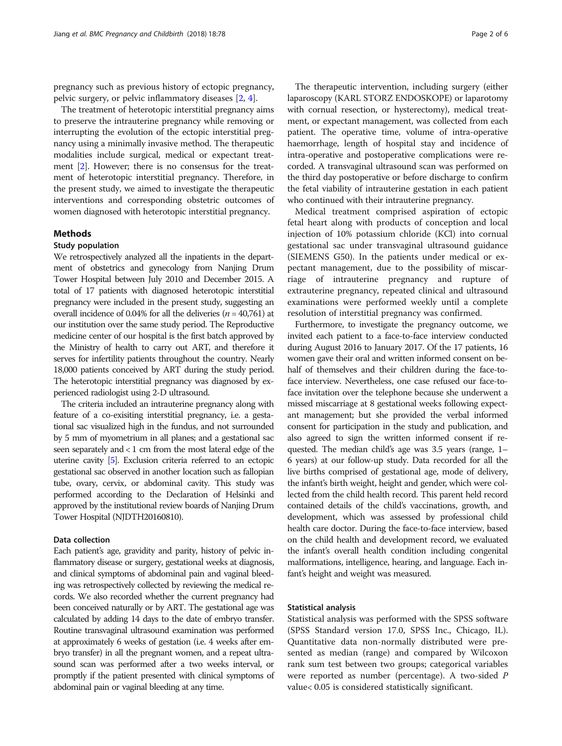pregnancy such as previous history of ectopic pregnancy, pelvic surgery, or pelvic inflammatory diseases [2, 4].

The treatment of heterotopic interstitial pregnancy aims to preserve the intrauterine pregnancy while removing or interrupting the evolution of the ectopic interstitial pregnancy using a minimally invasive method. The therapeutic modalities include surgical, medical or expectant treatment [2]. However; there is no consensus for the treatment of heterotopic interstitial pregnancy. Therefore, in the present study, we aimed to investigate the therapeutic interventions and corresponding obstetric outcomes of women diagnosed with heterotopic interstitial pregnancy.

## Methods

### Study population

We retrospectively analyzed all the inpatients in the department of obstetrics and gynecology from Nanjing Drum Tower Hospital between July 2010 and December 2015. A total of 17 patients with diagnosed heterotopic interstitial pregnancy were included in the present study, suggesting an overall incidence of 0.04% for all the deliveries ($n$ = 40,761) at our institution over the same study period. The Reproductive medicine center of our hospital is the first batch approved by the Ministry of health to carry out ART, and therefore it serves for infertility patients throughout the country. Nearly 18,000 patients conceived by ART during the study period. The heterotopic interstitial pregnancy was diagnosed by experienced radiologist using 2-D ultrasound.

The criteria included an intrauterine pregnancy along with feature of a co-exisiting interstitial pregnancy, i.e. a gestational sac visualized high in the fundus, and not surrounded by 5 mm of myometrium in all planes; and a gestational sac seen separately and < 1 cm from the most lateral edge of the uterine cavity [5]. Exclusion criteria referred to an ectopic gestational sac observed in another location such as fallopian tube, ovary, cervix, or abdominal cavity. This study was performed according to the Declaration of Helsinki and approved by the institutional review boards of Nanjing Drum Tower Hospital (NJDTH20160810).

### Data collection

Each patient's age, gravidity and parity, history of pelvic inflammatory disease or surgery, gestational weeks at diagnosis, and clinical symptoms of abdominal pain and vaginal bleeding was retrospectively collected by reviewing the medical records. We also recorded whether the current pregnancy had been conceived naturally or by ART. The gestational age was calculated by adding 14 days to the date of embryo transfer. Routine transvaginal ultrasound examination was performed at approximately 6 weeks of gestation (i.e. 4 weeks after embryo transfer) in all the pregnant women, and a repeat ultrasound scan was performed after a two weeks interval, or promptly if the patient presented with clinical symptoms of abdominal pain or vaginal bleeding at any time.

The therapeutic intervention, including surgery (either laparoscopy (KARL STORZ ENDOSKOPE) or laparotomy with cornual resection, or hysterectomy), medical treatment, or expectant management, was collected from each patient. The operative time, volume of intra-operative haemorrhage, length of hospital stay and incidence of intra-operative and postoperative complications were recorded. A transvaginal ultrasound scan was performed on the third day postoperative or before discharge to confirm the fetal viability of intrauterine gestation in each patient who continued with their intrauterine pregnancy.

Medical treatment comprised aspiration of ectopic fetal heart along with products of conception and local injection of 10% potassium chloride (KCl) into cornual gestational sac under transvaginal ultrasound guidance (SIEMENS G50). In the patients under medical or expectant management, due to the possibility of miscarriage of intrauterine pregnancy and rupture of extrauterine pregnancy, repeated clinical and ultrasound examinations were performed weekly until a complete resolution of interstitial pregnancy was confirmed.

Furthermore, to investigate the pregnancy outcome, we invited each patient to a face-to-face interview conducted during August 2016 to January 2017. Of the 17 patients, 16 women gave their oral and written informed consent on behalf of themselves and their children during the face-to-face interview. Nevertheless, one case refused our face-to-face invitation over the telephone because she underwent a missed miscarriage at 8 gestational weeks following expectant management; but she provided the verbal informed consent for participation in the study and publication, and also agreed to sign the written informed consent if requested. The median child's age was 3.5 years (range, 1–6 years) at our follow-up study. Data recorded for all the live births comprised of gestational age, mode of delivery, the infant's birth weight, height and gender, which were collected from the child health record. This parent held record contained details of the child's vaccinations, growth, and development, which was assessed by professional child health care doctor. During the face-to-face interview, based on the child health and development record, we evaluated the infant's overall health condition including congenital malformations, intelligence, hearing, and language. Each infant's height and weight was measured.

### Statistical analysis

Statistical analysis was performed with the SPSS software (SPSS Standard version 17.0, SPSS Inc., Chicago, IL). Quantitative data non-normally distributed were presented as median (range) and compared by Wilcoxon rank sum test between two groups; categorical variables were reported as number (percentage). A two-sided $P$ value< 0.05 is considered statistically significant.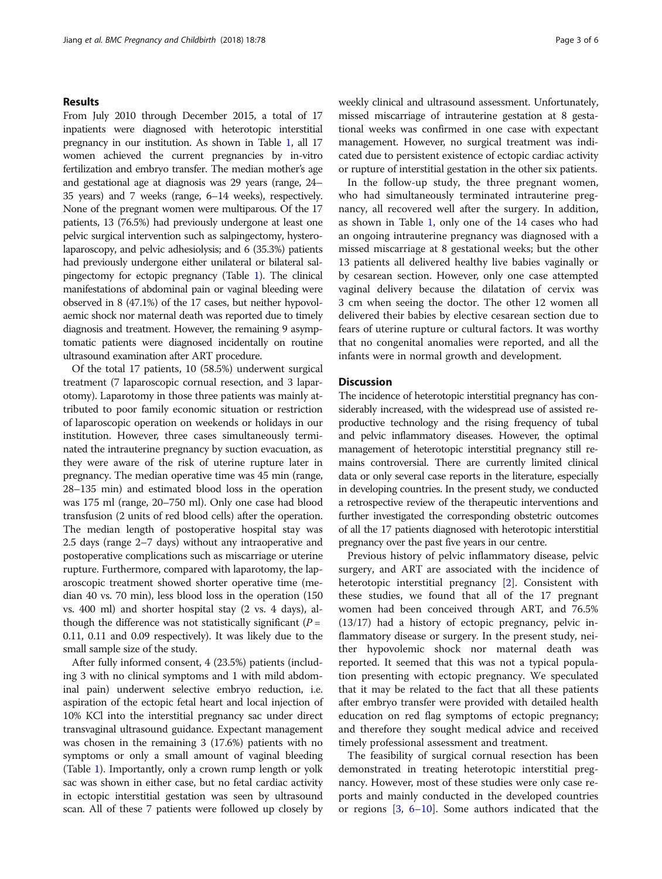## Results

From July 2010 through December 2015, a total of 17 inpatients were diagnosed with heterotopic interstitial pregnancy in our institution. As shown in Table 1, all 17 women achieved the current pregnancies by in-vitro fertilization and embryo transfer. The median mother's age and gestational age at diagnosis was 29 years (range, 24–35 years) and 7 weeks (range, 6–14 weeks), respectively. None of the pregnant women were multiparous. Of the 17 patients, 13 (76.5%) had previously undergone at least one pelvic surgical intervention such as salpingectomy, hysterolaparoscopy, and pelvic adhesiolysis; and 6 (35.3%) patients had previously undergone either unilateral or bilateral salpingectomy for ectopic pregnancy (Table 1). The clinical manifestations of abdominal pain or vaginal bleeding were observed in 8 (47.1%) of the 17 cases, but neither hypovolaemic shock nor maternal death was reported due to timely diagnosis and treatment. However, the remaining 9 asymptomatic patients were diagnosed incidentally on routine ultrasound examination after ART procedure.

Of the total 17 patients, 10 (58.5%) underwent surgical treatment (7 laparoscopic cornual resection, and 3 laparotomy). Laparotomy in those three patients was mainly attributed to poor family economic situation or restriction of laparoscopic operation on weekends or holidays in our institution. However, three cases simultaneously terminated the intrauterine pregnancy by suction evacuation, as they were aware of the risk of uterine rupture later in pregnancy. The median operative time was 45 min (range, 28–135 min) and estimated blood loss in the operation was 175 ml (range, 20–750 ml). Only one case had blood transfusion (2 units of red blood cells) after the operation. The median length of postoperative hospital stay was 2.5 days (range 2–7 days) without any intraoperative and postoperative complications such as miscarriage or uterine rupture. Furthermore, compared with laparotomy, the laparoscopic treatment showed shorter operative time (median 40 vs. 70 min), less blood loss in the operation (150 vs. 400 ml) and shorter hospital stay (2 vs. 4 days), although the difference was not statistically significant ($P$ = 0.11, 0.11 and 0.09 respectively). It was likely due to the small sample size of the study.

After fully informed consent, 4 (23.5%) patients (including 3 with no clinical symptoms and 1 with mild abdominal pain) underwent selective embryo reduction, i.e. aspiration of the ectopic fetal heart and local injection of 10% KCl into the interstitial pregnancy sac under direct transvaginal ultrasound guidance. Expectant management was chosen in the remaining 3 (17.6%) patients with no symptoms or only a small amount of vaginal bleeding (Table 1). Importantly, only a crown rump length or yolk sac was shown in either case, but no fetal cardiac activity in ectopic interstitial gestation was seen by ultrasound scan. All of these 7 patients were followed up closely by weekly clinical and ultrasound assessment. Unfortunately, missed miscarriage of intrauterine gestation at 8 gestational weeks was confirmed in one case with expectant management. However, no surgical treatment was indicated due to persistent existence of ectopic cardiac activity or rupture of interstitial gestation in the other six patients.

In the follow-up study, the three pregnant women, who had simultaneously terminated intrauterine pregnancy, all recovered well after the surgery. In addition, as shown in Table 1, only one of the 14 cases who had an ongoing intrauterine pregnancy was diagnosed with a missed miscarriage at 8 gestational weeks; but the other 13 patients all delivered healthy live babies vaginally or by cesarean section. However, only one case attempted vaginal delivery because the dilatation of cervix was 3 cm when seeing the doctor. The other 12 women all delivered their babies by elective cesarean section due to fears of uterine rupture or cultural factors. It was worthy that no congenital anomalies were reported, and all the infants were in normal growth and development.

## Discussion

The incidence of heterotopic interstitial pregnancy has considerably increased, with the widespread use of assisted reproductive technology and the rising frequency of tubal and pelvic inflammatory diseases. However, the optimal management of heterotopic interstitial pregnancy still remains controversial. There are currently limited clinical data or only several case reports in the literature, especially in developing countries. In the present study, we conducted a retrospective review of the therapeutic interventions and further investigated the corresponding obstetric outcomes of all the 17 patients diagnosed with heterotopic interstitial pregnancy over the past five years in our centre.

Previous history of pelvic inflammatory disease, pelvic surgery, and ART are associated with the incidence of heterotopic interstitial pregnancy [2]. Consistent with these studies, we found that all of the 17 pregnant women had been conceived through ART, and 76.5% (13/17) had a history of ectopic pregnancy, pelvic inflammatory disease or surgery. In the present study, neither hypovolemic shock nor maternal death was reported. It seemed that this was not a typical population presenting with ectopic pregnancy. We speculated that it may be related to the fact that all these patients after embryo transfer were provided with detailed health education on red flag symptoms of ectopic pregnancy; and therefore they sought medical advice and received timely professional assessment and treatment.

The feasibility of surgical cornual resection has been demonstrated in treating heterotopic interstitial pregnancy. However, most of these studies were only case reports and mainly conducted in the developed countries or regions [3, 6–10]. Some authors indicated that the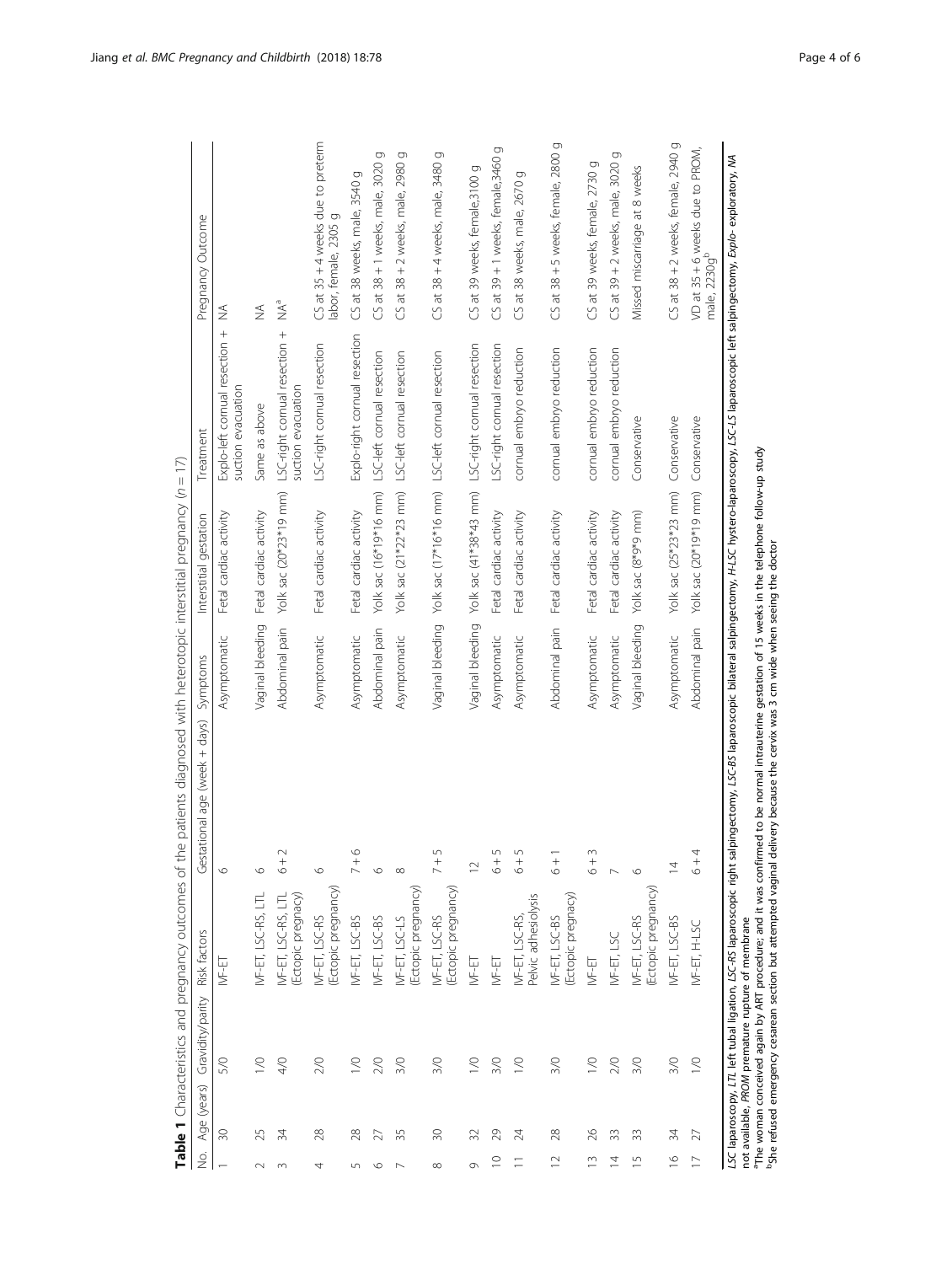**Table 1** Characteristics and pregnancy outcomes of the patients diagnosed with heterotopic interstitial pregnancy (*n* = 17)

| No. | Age (years) | Gravidity/parity | Risk factors | Gestational age (week + days) | Symptoms | Interstitial gestation | Treatment | Pregnancy Outcome |
|---|---|---|---|---|---|---|---|---|
| 1 | 30 | 5/0 | IVF-ET | 6 | Asymptomatic | Fetal cardiac activity | Explo-left cornual resection + suction evacuation | NA |
| 2 | 25 | 1/0 | IVF-ET, LSC-RS, LTL | 6 | Vaginal bleeding | Fetal cardiac activity | Same as above | NA |
| 3 | 34 | 4/0 | IVF-ET, LSC-RS, LTL (Ectopic pregnacy) | 6 + 2 | Abdominal pain | Yolk sac (20*23*19 mm) | LSC-right cornual resection + suction evacuation | NA[a] |
| 4 | 28 | 2/0 | IVF-ET, LSC-RS (Ectopic pregnancy) | 6 | Asymptomatic | Fetal cardiac activity | LSC-right cornual resection | CS at 35 + 4 weeks due to preterm labor, female, 2305 g |
| 5 | 28 | 1/0 | IVF-ET, LSC-BS | 7 + 6 | Asymptomatic | Fetal cardiac activity | Explo-right cornual resection | CS at 38 weeks, male, 3540 g |
| 6 | 27 | 2/0 | IVF-ET, LSC-BS | 6 | Abdominal pain | Yolk sac (16*19*16 mm) | LSC-left cornual resection | CS at 38 + 1 weeks, male, 3020 g |
| 7 | 35 | 3/0 | IVF-ET, LSC-LS (Ectopic pregnancy) | 8 | Asymptomatic | Yolk sac (21*22*23 mm) | LSC-left cornual resection | CS at 38 + 2 weeks, male, 2980 g |
| 8 | 30 | 3/0 | IVF-ET, LSC-RS (Ectopic pregnancy) | 7 + 5 | Vaginal bleeding | Yolk sac (17*16*16 mm) | LSC-left cornual resection | CS at 38 + 4 weeks, male, 3480 g |
| 9 | 32 | 1/0 | IVF-ET | 12 | Vaginal bleeding | Yolk sac (41*38*43 mm) | LSC-right cornual resection | CS at 39 weeks, female,3100 g |
| 10 | 29 | 3/0 | IVF-ET | 6 + 5 | Asymptomatic | Fetal cardiac activity | LSC-right cornual resection | CS at 39 + 1 weeks, female,3460 g |
| 11 | 24 | 1/0 | IVF-ET, LSC-RS, Pelvic adhesiolysis | 6 + 5 | Asymptomatic | Fetal cardiac activity | cornual embryo reduction | CS at 38 weeks, male, 2670 g |
| 12 | 28 | 3/0 | IVF-ET, LSC-BS (Ectopic pregnacy) | 6 + 1 | Abdominal pain | Fetal cardiac activity | cornual embryo reduction | CS at 38 + 5 weeks, female, 2800 g |
| 13 | 26 | 1/0 | IVF-ET | 6 + 3 | Asymptomatic | Fetal cardiac activity | cornual embryo reduction | CS at 39 weeks, female, 2730 g |
| 14 | 33 | 2/0 | IVF-ET, LSC | 7 | Asymptomatic | Fetal cardiac activity | cornual embryo reduction | CS at 39 + 2 weeks, male, 3020 g |
| 15 | 33 | 3/0 | IVF-ET, LSC-RS (Ectopic pregnancy) | 6 | Vaginal bleeding | Yolk sac (8*9*9 mm) | Conservative | Missed miscarriage at 8 weeks |
| 16 | 34 | 3/0 | IVF-ET, LSC-BS | 14 | Asymptomatic | Yolk sac (25*23*23 mm) | Conservative | CS at 38 + 2 weeks, female, 2940 g |
| 17 | 27 | 1/0 | IVF-ET, H-LSC | 6 + 4 | Abdominal pain | Yolk sac (20*19*19 mm) | Conservative | VD at 35 + 6 weeks due to PROM, male, 2230g[b] |

*LSC* laparoscopy, *LTL* left tubal ligation, *LSC-RS* laparoscopic right salpingectomy, *LSC-BS* laparoscopic bilateral salpingectomy, *H-LSC* hystero-laparoscopy, *LSC-LS* laparoscopic left salpingectomy, *Explo*- exploratory, *NA* not available, *PROM* premature rupture of membrane

[a]The woman conceived again by ART procedure; and it was confirmed to be normal intrauterine gestation of 15 weeks in the telephone follow-up study

[b]She refused emergency cesarean section but attempted vaginal delivery because the cervix was 3 cm wide when seeing the doctor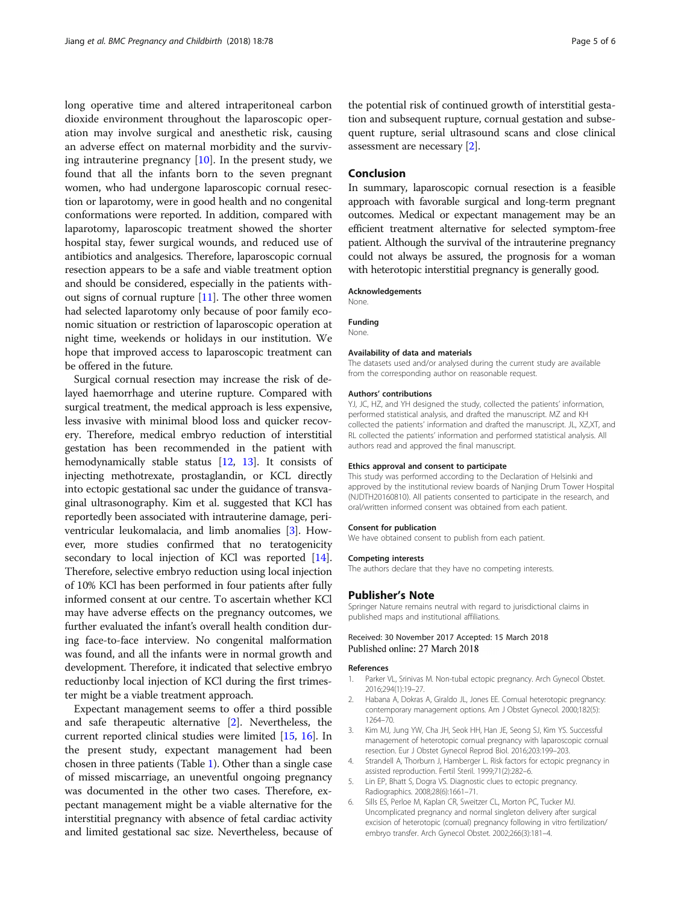long operative time and altered intraperitoneal carbon dioxide environment throughout the laparoscopic operation may involve surgical and anesthetic risk, causing an adverse effect on maternal morbidity and the surviving intrauterine pregnancy [10]. In the present study, we found that all the infants born to the seven pregnant women, who had undergone laparoscopic cornual resection or laparotomy, were in good health and no congenital conformations were reported. In addition, compared with laparotomy, laparoscopic treatment showed the shorter hospital stay, fewer surgical wounds, and reduced use of antibiotics and analgesics. Therefore, laparoscopic cornual resection appears to be a safe and viable treatment option and should be considered, especially in the patients without signs of cornual rupture [11]. The other three women had selected laparotomy only because of poor family economic situation or restriction of laparoscopic operation at night time, weekends or holidays in our institution. We hope that improved access to laparoscopic treatment can be offered in the future.

Surgical cornual resection may increase the risk of delayed haemorrhage and uterine rupture. Compared with surgical treatment, the medical approach is less expensive, less invasive with minimal blood loss and quicker recovery. Therefore, medical embryo reduction of interstitial gestation has been recommended in the patient with hemodynamically stable status [12, 13]. It consists of injecting methotrexate, prostaglandin, or KCL directly into ectopic gestational sac under the guidance of transvaginal ultrasonography. Kim et al. suggested that KCl has reportedly been associated with intrauterine damage, periventricular leukomalacia, and limb anomalies [3]. However, more studies confirmed that no teratogenicity secondary to local injection of KCl was reported [14]. Therefore, selective embryo reduction using local injection of 10% KCl has been performed in four patients after fully informed consent at our centre. To ascertain whether KCl may have adverse effects on the pregnancy outcomes, we further evaluated the infant's overall health condition during face-to-face interview. No congenital malformation was found, and all the infants were in normal growth and development. Therefore, it indicated that selective embryo reductionby local injection of KCl during the first trimester might be a viable treatment approach.

Expectant management seems to offer a third possible and safe therapeutic alternative [2]. Nevertheless, the current reported clinical studies were limited [15, 16]. In the present study, expectant management had been chosen in three patients (Table 1). Other than a single case of missed miscarriage, an uneventful ongoing pregnancy was documented in the other two cases. Therefore, expectant management might be a viable alternative for the interstitial pregnancy with absence of fetal cardiac activity and limited gestational sac size. Nevertheless, because of the potential risk of continued growth of interstitial gestation and subsequent rupture, cornual gestation and subsequent rupture, serial ultrasound scans and close clinical assessment are necessary [2].

## Conclusion

In summary, laparoscopic cornual resection is a feasible approach with favorable surgical and long-term pregnant outcomes. Medical or expectant management may be an efficient treatment alternative for selected symptom-free patient. Although the survival of the intrauterine pregnancy could not always be assured, the prognosis for a woman with heterotopic interstitial pregnancy is generally good.

#### Acknowledgements
None.

#### Funding
None.

#### Availability of data and materials
The datasets used and/or analysed during the current study are available from the corresponding author on reasonable request.

#### Authors' contributions
YJ, JC, HZ, and YH designed the study, collected the patients' information, performed statistical analysis, and drafted the manuscript. MZ and KH collected the patients' information and drafted the manuscript. JL, XZ,XT, and RL collected the patients' information and performed statistical analysis. All authors read and approved the final manuscript.

#### Ethics approval and consent to participate
This study was performed according to the Declaration of Helsinki and approved by the institutional review boards of Nanjing Drum Tower Hospital (NJDTH20160810). All patients consented to participate in the research, and oral/written informed consent was obtained from each patient.

#### Consent for publication
We have obtained consent to publish from each patient.

#### Competing interests
The authors declare that they have no competing interests.

## Publisher's Note

Springer Nature remains neutral with regard to jurisdictional claims in published maps and institutional affiliations.

Received: 30 November 2017 Accepted: 15 March 2018
Published online: 27 March 2018

#### References

1. Parker VL, Srinivas M. Non-tubal ectopic pregnancy. Arch Gynecol Obstet. 2016;294(1):19–27.
2. Habana A, Dokras A, Giraldo JL, Jones EE. Cornual heterotopic pregnancy: contemporary management options. Am J Obstet Gynecol. 2000;182(5):1264–70.
3. Kim MJ, Jung YW, Cha JH, Seok HH, Han JE, Seong SJ, Kim YS. Successful management of heterotopic cornual pregnancy with laparoscopic cornual resection. Eur J Obstet Gynecol Reprod Biol. 2016;203:199–203.
4. Strandell A, Thorburn J, Hamberger L. Risk factors for ectopic pregnancy in assisted reproduction. Fertil Steril. 1999;71(2):282–6.
5. Lin EP, Bhatt S, Dogra VS. Diagnostic clues to ectopic pregnancy. Radiographics. 2008;28(6):1661–71.
6. Sills ES, Perloe M, Kaplan CR, Sweitzer CL, Morton PC, Tucker MJ. Uncomplicated pregnancy and normal singleton delivery after surgical excision of heterotopic (cornual) pregnancy following in vitro fertilization/embryo transfer. Arch Gynecol Obstet. 2002;266(3):181–4.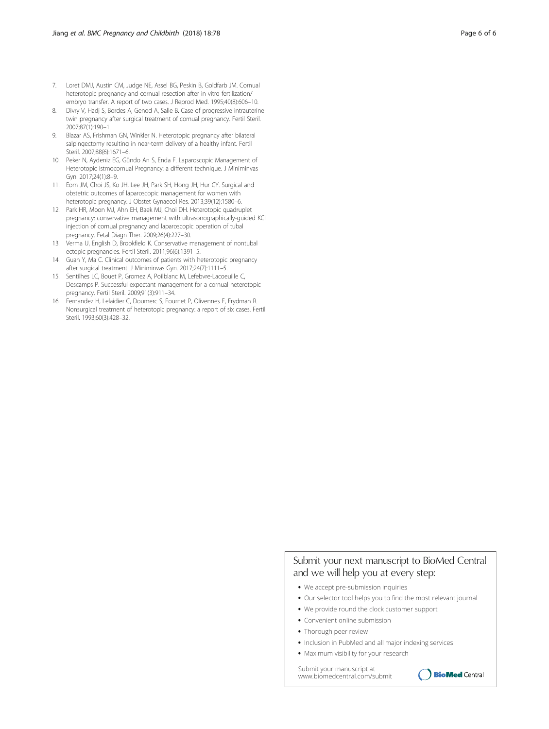7. Loret DMJ, Austin CM, Judge NE, Assel BG, Peskin B, Goldfarb JM. Cornual heterotopic pregnancy and cornual resection after in vitro fertilization/ embryo transfer. A report of two cases. J Reprod Med. 1995;40(8):606–10.
8. Divry V, Hadj S, Bordes A, Genod A, Salle B. Case of progressive intrauterine twin pregnancy after surgical treatment of cornual pregnancy. Fertil Steril. 2007;87(1):190–1.
9. Blazar AS, Frishman GN, Winkler N. Heterotopic pregnancy after bilateral salpingectomy resulting in near-term delivery of a healthy infant. Fertil Steril. 2007;88(6):1671–6.
10. Peker N, Aydeniz EG, Gündo An S, Enda F. Laparoscopic Management of Heterotopic Istmocornual Pregnancy: a different technique. J Miniminvas Gyn. 2017;24(1):8–9.
11. Eom JM, Choi JS, Ko JH, Lee JH, Park SH, Hong JH, Hur CY. Surgical and obstetric outcomes of laparoscopic management for women with heterotopic pregnancy. J Obstet Gynaecol Res. 2013;39(12):1580–6.
12. Park HR, Moon MJ, Ahn EH, Baek MJ, Choi DH. Heterotopic quadruplet pregnancy: conservative management with ultrasonographically-guided KCl injection of cornual pregnancy and laparoscopic operation of tubal pregnancy. Fetal Diagn Ther. 2009;26(4):227–30.
13. Verma U, English D, Brookfield K. Conservative management of nontubal ectopic pregnancies. Fertil Steril. 2011;96(6):1391–5.
14. Guan Y, Ma C. Clinical outcomes of patients with heterotopic pregnancy after surgical treatment. J Miniminvas Gyn. 2017;24(7):1111–5.
15. Sentilhes LC, Bouet P, Gromez A, Poilblanc M, Lefebvre-Lacoeuille C, Descamps P. Successful expectant management for a cornual heterotopic pregnancy. Fertil Steril. 2009;91(3):911–34.
16. Fernandez H, Lelaidier C, Doumerc S, Fournet P, Olivennes F, Frydman R. Nonsurgical treatment of heterotopic pregnancy: a report of six cases. Fertil Steril. 1993;60(3):428–32.

Submit your next manuscript to BioMed Central and we will help you at every step:

- We accept pre-submission inquiries
- Our selector tool helps you to find the most relevant journal
- We provide round the clock customer support
- Convenient online submission
- Thorough peer review
- Inclusion in PubMed and all major indexing services
- Maximum visibility for your research

Submit your manuscript at
www.biomedcentral.com/submit

BioMed Central